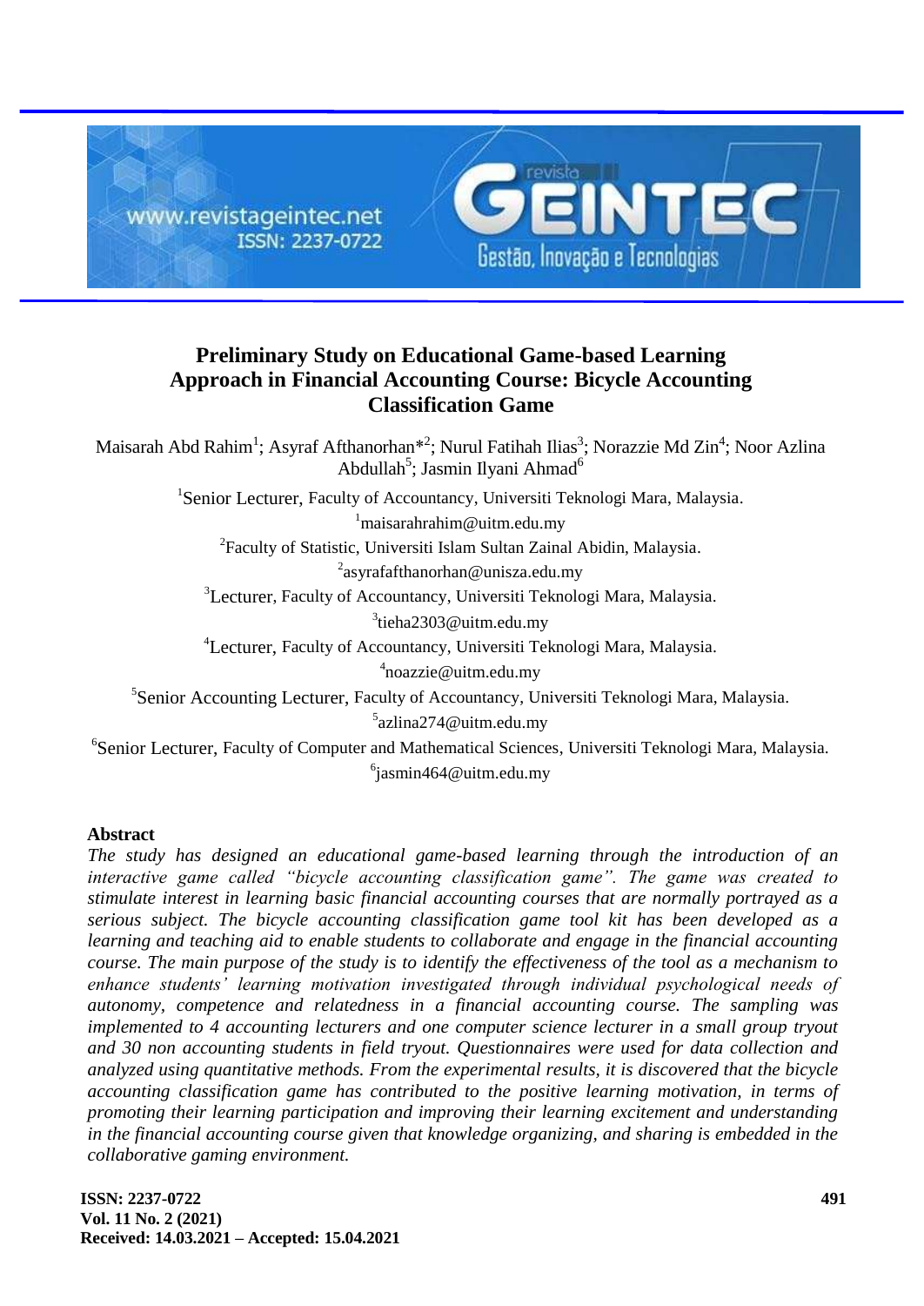# Preliminary Study on Educational Game-based Learning Approach in Financial Accounting Course: Bicycle Accounting Classification Game

Maisarah Abd Rahim[1]; Asyraf Afthanorhan*[2]; Nurul Fatihah Ilias[3]; Norazzie Md Zin[4]; Noor Azlina Abdullah[5]; Jasmin Ilyani Ahmad[6]

[1]Senior Lecturer, Faculty of Accountancy, Universiti Teknologi Mara, Malaysia.
[1]maisarahrahim@uitm.edu.my

[2]Faculty of Statistic, Universiti Islam Sultan Zainal Abidin, Malaysia.
[2]asyrafafthanorhan@unisza.edu.my

[3]Lecturer, Faculty of Accountancy, Universiti Teknologi Mara, Malaysia.
[3]tieha2303@uitm.edu.my

[4]Lecturer, Faculty of Accountancy, Universiti Teknologi Mara, Malaysia.
[4]noazzie@uitm.edu.my

[5]Senior Accounting Lecturer, Faculty of Accountancy, Universiti Teknologi Mara, Malaysia.
[5]azlina274@uitm.edu.my

[6]Senior Lecturer, Faculty of Computer and Mathematical Sciences, Universiti Teknologi Mara, Malaysia.
[6]jasmin464@uitm.edu.my

## Abstract

*The study has designed an educational game-based learning through the introduction of an interactive game called "bicycle accounting classification game". The game was created to stimulate interest in learning basic financial accounting courses that are normally portrayed as a serious subject. The bicycle accounting classification game tool kit has been developed as a learning and teaching aid to enable students to collaborate and engage in the financial accounting course. The main purpose of the study is to identify the effectiveness of the tool as a mechanism to enhance students' learning motivation investigated through individual psychological needs of autonomy, competence and relatedness in a financial accounting course. The sampling was implemented to 4 accounting lecturers and one computer science lecturer in a small group tryout and 30 non accounting students in field tryout. Questionnaires were used for data collection and analyzed using quantitative methods. From the experimental results, it is discovered that the bicycle accounting classification game has contributed to the positive learning motivation, in terms of promoting their learning participation and improving their learning excitement and understanding in the financial accounting course given that knowledge organizing, and sharing is embedded in the collaborative gaming environment.*

**ISSN: 2237-0722**
**Vol. 11 No. 2 (2021)**
**Received: 14.03.2021 – Accepted: 15.04.2021**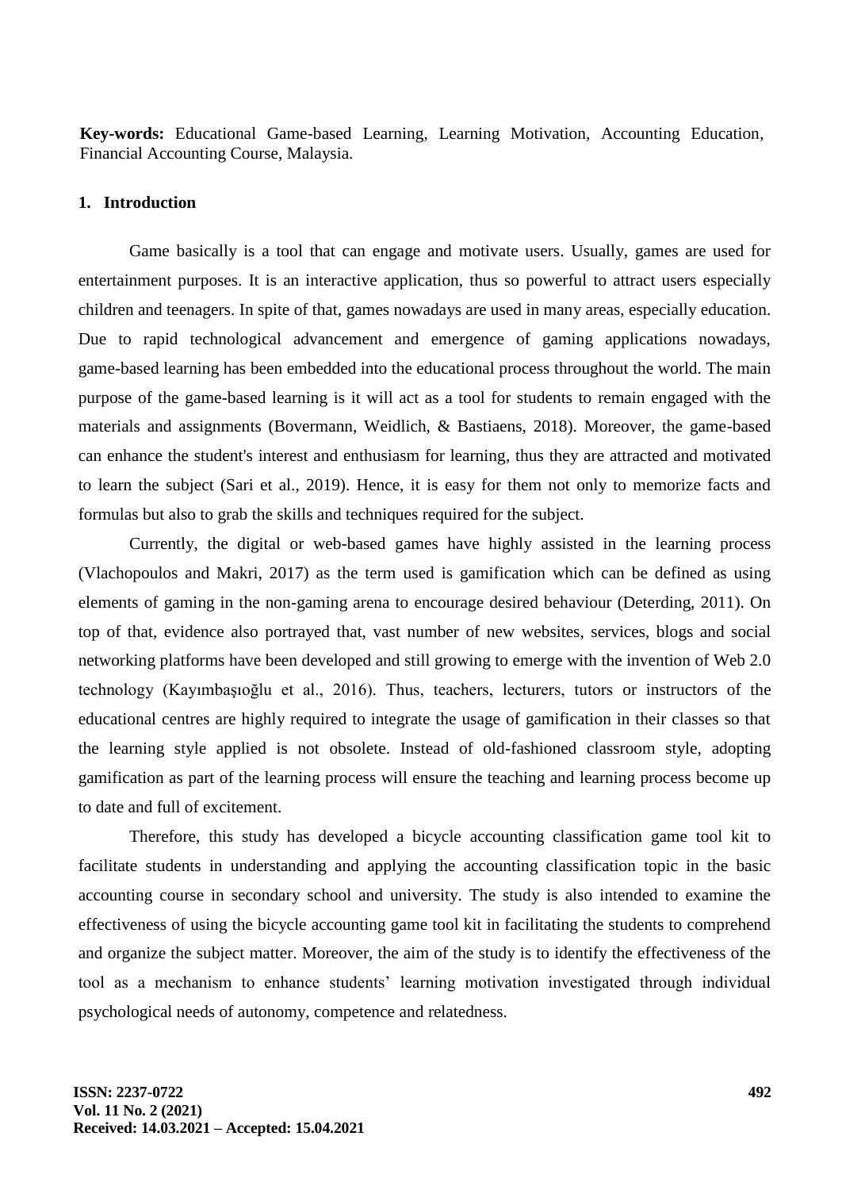**Key-words:** Educational Game-based Learning, Learning Motivation, Accounting Education, Financial Accounting Course, Malaysia.

## 1. Introduction

Game basically is a tool that can engage and motivate users. Usually, games are used for entertainment purposes. It is an interactive application, thus so powerful to attract users especially children and teenagers. In spite of that, games nowadays are used in many areas, especially education. Due to rapid technological advancement and emergence of gaming applications nowadays, game-based learning has been embedded into the educational process throughout the world. The main purpose of the game-based learning is it will act as a tool for students to remain engaged with the materials and assignments (Bovermann, Weidlich, & Bastiaens, 2018). Moreover, the game-based can enhance the student's interest and enthusiasm for learning, thus they are attracted and motivated to learn the subject (Sari et al., 2019). Hence, it is easy for them not only to memorize facts and formulas but also to grab the skills and techniques required for the subject.

Currently, the digital or web-based games have highly assisted in the learning process (Vlachopoulos and Makri, 2017) as the term used is gamification which can be defined as using elements of gaming in the non-gaming arena to encourage desired behaviour (Deterding, 2011). On top of that, evidence also portrayed that, vast number of new websites, services, blogs and social networking platforms have been developed and still growing to emerge with the invention of Web 2.0 technology (Kayımbaşıoğlu et al., 2016). Thus, teachers, lecturers, tutors or instructors of the educational centres are highly required to integrate the usage of gamification in their classes so that the learning style applied is not obsolete. Instead of old-fashioned classroom style, adopting gamification as part of the learning process will ensure the teaching and learning process become up to date and full of excitement.

Therefore, this study has developed a bicycle accounting classification game tool kit to facilitate students in understanding and applying the accounting classification topic in the basic accounting course in secondary school and university. The study is also intended to examine the effectiveness of using the bicycle accounting game tool kit in facilitating the students to comprehend and organize the subject matter. Moreover, the aim of the study is to identify the effectiveness of the tool as a mechanism to enhance students' learning motivation investigated through individual psychological needs of autonomy, competence and relatedness.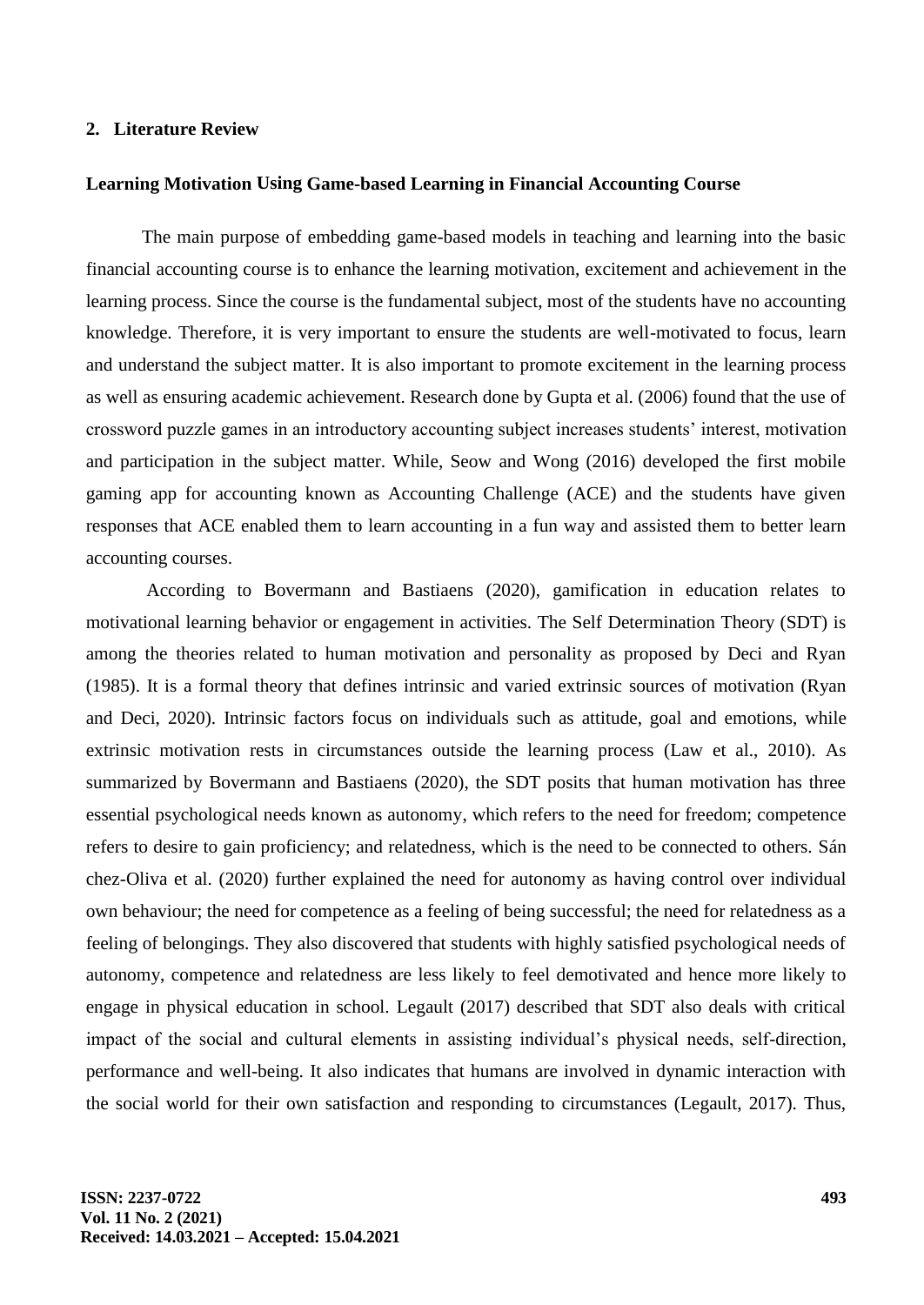## 2. Literature Review

### Learning Motivation Using Game-based Learning in Financial Accounting Course

The main purpose of embedding game-based models in teaching and learning into the basic financial accounting course is to enhance the learning motivation, excitement and achievement in the learning process. Since the course is the fundamental subject, most of the students have no accounting knowledge. Therefore, it is very important to ensure the students are well-motivated to focus, learn and understand the subject matter. It is also important to promote excitement in the learning process as well as ensuring academic achievement. Research done by Gupta et al. (2006) found that the use of crossword puzzle games in an introductory accounting subject increases students' interest, motivation and participation in the subject matter. While, Seow and Wong (2016) developed the first mobile gaming app for accounting known as Accounting Challenge (ACE) and the students have given responses that ACE enabled them to learn accounting in a fun way and assisted them to better learn accounting courses.

According to Bovermann and Bastiaens (2020), gamification in education relates to motivational learning behavior or engagement in activities. The Self Determination Theory (SDT) is among the theories related to human motivation and personality as proposed by Deci and Ryan (1985). It is a formal theory that defines intrinsic and varied extrinsic sources of motivation (Ryan and Deci, 2020). Intrinsic factors focus on individuals such as attitude, goal and emotions, while extrinsic motivation rests in circumstances outside the learning process (Law et al., 2010). As summarized by Bovermann and Bastiaens (2020), the SDT posits that human motivation has three essential psychological needs known as autonomy, which refers to the need for freedom; competence refers to desire to gain proficiency; and relatedness, which is the need to be connected to others. Sán chez-Oliva et al. (2020) further explained the need for autonomy as having control over individual own behaviour; the need for competence as a feeling of being successful; the need for relatedness as a feeling of belongings. They also discovered that students with highly satisfied psychological needs of autonomy, competence and relatedness are less likely to feel demotivated and hence more likely to engage in physical education in school. Legault (2017) described that SDT also deals with critical impact of the social and cultural elements in assisting individual's physical needs, self-direction, performance and well-being. It also indicates that humans are involved in dynamic interaction with the social world for their own satisfaction and responding to circumstances (Legault, 2017). Thus,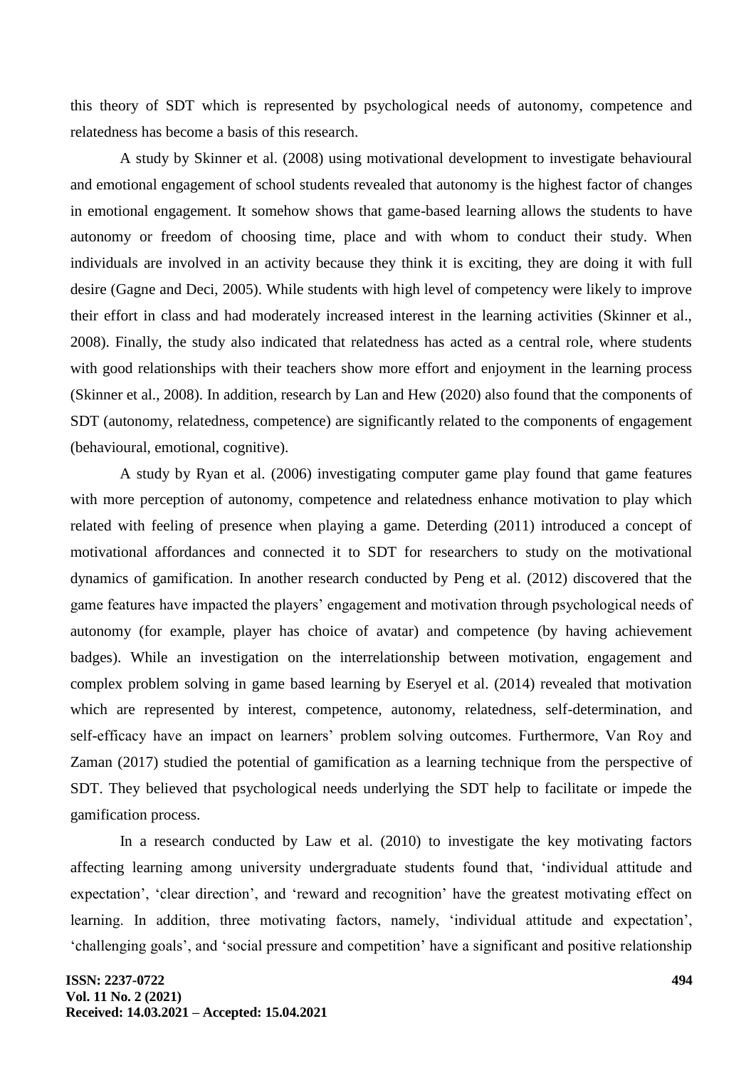this theory of SDT which is represented by psychological needs of autonomy, competence and relatedness has become a basis of this research.

A study by Skinner et al. (2008) using motivational development to investigate behavioural and emotional engagement of school students revealed that autonomy is the highest factor of changes in emotional engagement. It somehow shows that game-based learning allows the students to have autonomy or freedom of choosing time, place and with whom to conduct their study. When individuals are involved in an activity because they think it is exciting, they are doing it with full desire (Gagne and Deci, 2005). While students with high level of competency were likely to improve their effort in class and had moderately increased interest in the learning activities (Skinner et al., 2008). Finally, the study also indicated that relatedness has acted as a central role, where students with good relationships with their teachers show more effort and enjoyment in the learning process (Skinner et al., 2008). In addition, research by Lan and Hew (2020) also found that the components of SDT (autonomy, relatedness, competence) are significantly related to the components of engagement (behavioural, emotional, cognitive).

A study by Ryan et al. (2006) investigating computer game play found that game features with more perception of autonomy, competence and relatedness enhance motivation to play which related with feeling of presence when playing a game. Deterding (2011) introduced a concept of motivational affordances and connected it to SDT for researchers to study on the motivational dynamics of gamification. In another research conducted by Peng et al. (2012) discovered that the game features have impacted the players' engagement and motivation through psychological needs of autonomy (for example, player has choice of avatar) and competence (by having achievement badges). While an investigation on the interrelationship between motivation, engagement and complex problem solving in game based learning by Eseryel et al. (2014) revealed that motivation which are represented by interest, competence, autonomy, relatedness, self-determination, and self-efficacy have an impact on learners' problem solving outcomes. Furthermore, Van Roy and Zaman (2017) studied the potential of gamification as a learning technique from the perspective of SDT. They believed that psychological needs underlying the SDT help to facilitate or impede the gamification process.

In a research conducted by Law et al. (2010) to investigate the key motivating factors affecting learning among university undergraduate students found that, 'individual attitude and expectation', 'clear direction', and 'reward and recognition' have the greatest motivating effect on learning. In addition, three motivating factors, namely, 'individual attitude and expectation', 'challenging goals', and 'social pressure and competition' have a significant and positive relationship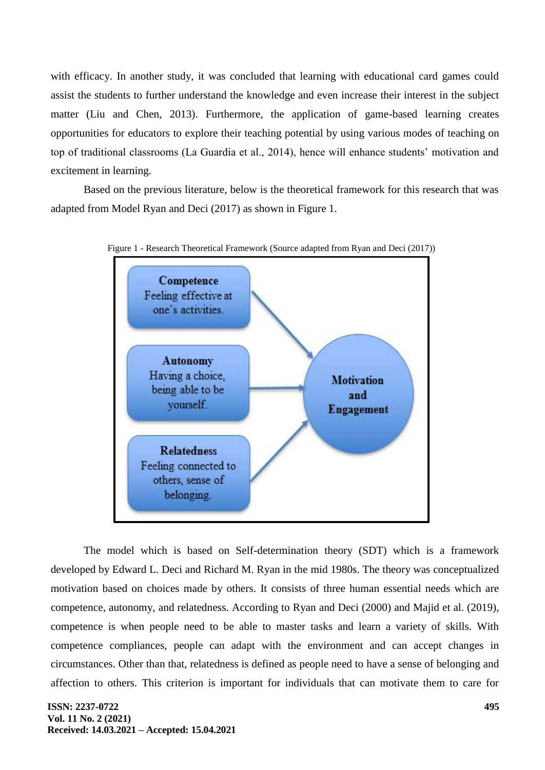with efficacy. In another study, it was concluded that learning with educational card games could assist the students to further understand the knowledge and even increase their interest in the subject matter (Liu and Chen, 2013). Furthermore, the application of game-based learning creates opportunities for educators to explore their teaching potential by using various modes of teaching on top of traditional classrooms (La Guardia et al., 2014), hence will enhance students' motivation and excitement in learning.

Based on the previous literature, below is the theoretical framework for this research that was adapted from Model Ryan and Deci (2017) as shown in Figure 1.

Figure 1 - Research Theoretical Framework (Source adapted from Ryan and Deci (2017))

**Competence** Feeling effective at one's activities.

**Autonomy** Having a choice, being able to be yourself.

**Relatedness** Feeling connected to others, sense of belonging.

**Motivation and Engagement**

The model which is based on Self-determination theory (SDT) which is a framework developed by Edward L. Deci and Richard M. Ryan in the mid 1980s. The theory was conceptualized motivation based on choices made by others. It consists of three human essential needs which are competence, autonomy, and relatedness. According to Ryan and Deci (2000) and Majid et al. (2019), competence is when people need to be able to master tasks and learn a variety of skills. With competence compliances, people can adapt with the environment and can accept changes in circumstances. Other than that, relatedness is defined as people need to have a sense of belonging and affection to others. This criterion is important for individuals that can motivate them to care for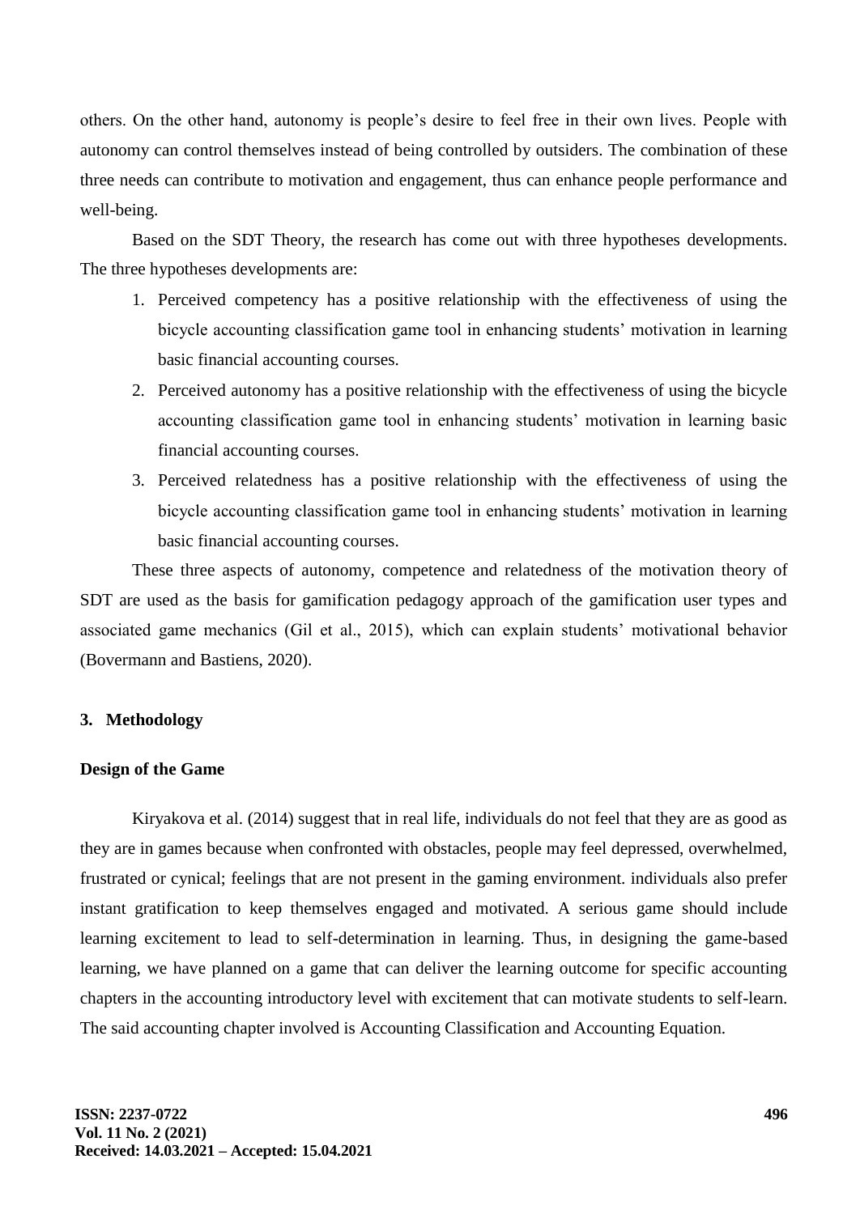others. On the other hand, autonomy is people's desire to feel free in their own lives. People with autonomy can control themselves instead of being controlled by outsiders. The combination of these three needs can contribute to motivation and engagement, thus can enhance people performance and well-being.

Based on the SDT Theory, the research has come out with three hypotheses developments. The three hypotheses developments are:

1. Perceived competency has a positive relationship with the effectiveness of using the bicycle accounting classification game tool in enhancing students' motivation in learning basic financial accounting courses.
2. Perceived autonomy has a positive relationship with the effectiveness of using the bicycle accounting classification game tool in enhancing students' motivation in learning basic financial accounting courses.
3. Perceived relatedness has a positive relationship with the effectiveness of using the bicycle accounting classification game tool in enhancing students' motivation in learning basic financial accounting courses.

These three aspects of autonomy, competence and relatedness of the motivation theory of SDT are used as the basis for gamification pedagogy approach of the gamification user types and associated game mechanics (Gil et al., 2015), which can explain students' motivational behavior (Bovermann and Bastiens, 2020).

## 3. Methodology

### Design of the Game

Kiryakova et al. (2014) suggest that in real life, individuals do not feel that they are as good as they are in games because when confronted with obstacles, people may feel depressed, overwhelmed, frustrated or cynical; feelings that are not present in the gaming environment. individuals also prefer instant gratification to keep themselves engaged and motivated. A serious game should include learning excitement to lead to self-determination in learning. Thus, in designing the game-based learning, we have planned on a game that can deliver the learning outcome for specific accounting chapters in the accounting introductory level with excitement that can motivate students to self-learn. The said accounting chapter involved is Accounting Classification and Accounting Equation.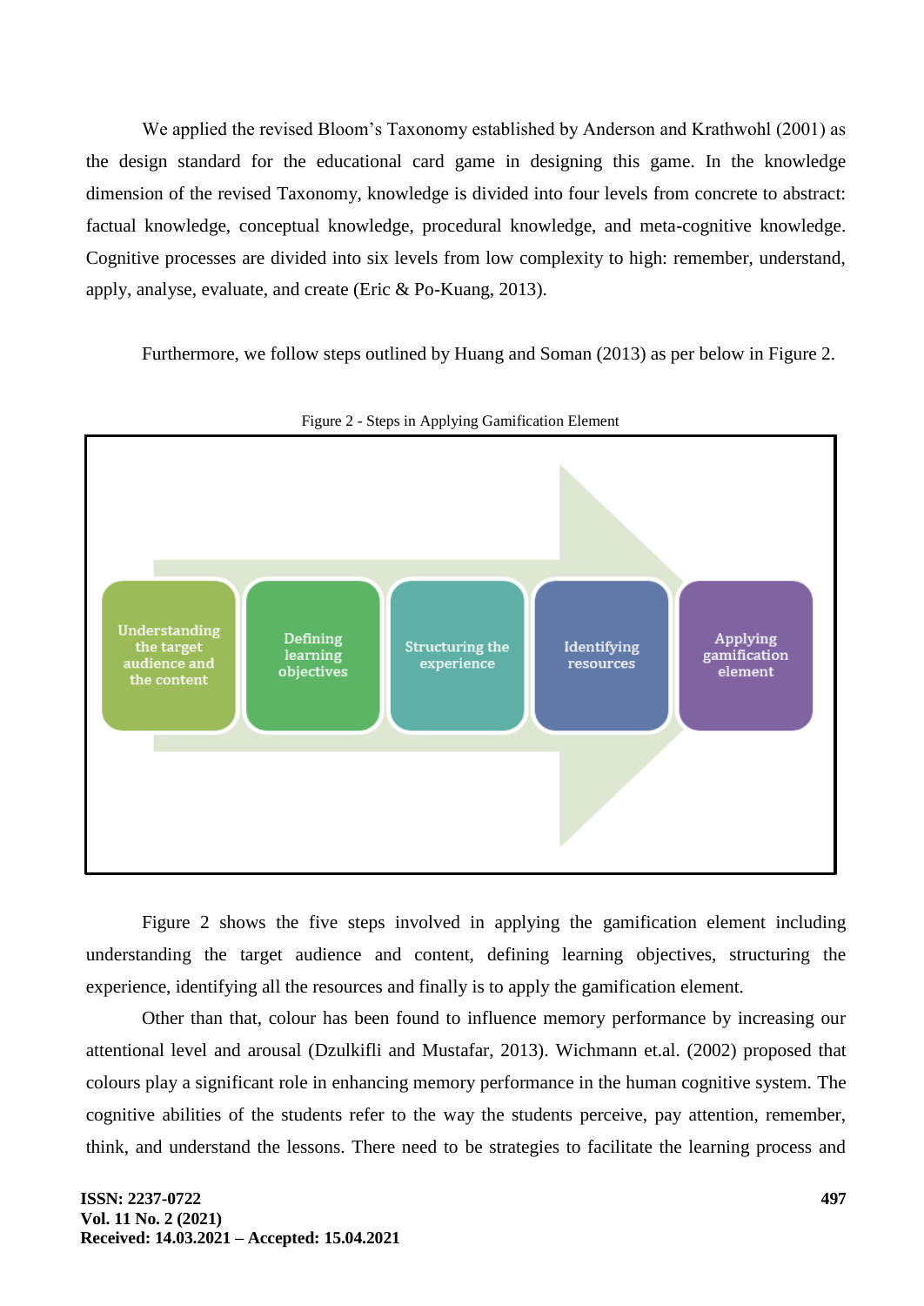We applied the revised Bloom's Taxonomy established by Anderson and Krathwohl (2001) as the design standard for the educational card game in designing this game. In the knowledge dimension of the revised Taxonomy, knowledge is divided into four levels from concrete to abstract: factual knowledge, conceptual knowledge, procedural knowledge, and meta-cognitive knowledge. Cognitive processes are divided into six levels from low complexity to high: remember, understand, apply, analyse, evaluate, and create (Eric & Po-Kuang, 2013).

Furthermore, we follow steps outlined by Huang and Soman (2013) as per below in Figure 2.

Figure 2 - Steps in Applying Gamification Element

Understanding the target audience and the content → Defining learning objectives → Structuring the experience → Identifying resources → Applying gamification element

Figure 2 shows the five steps involved in applying the gamification element including understanding the target audience and content, defining learning objectives, structuring the experience, identifying all the resources and finally is to apply the gamification element.

Other than that, colour has been found to influence memory performance by increasing our attentional level and arousal (Dzulkifli and Mustafar, 2013). Wichmann et.al. (2002) proposed that colours play a significant role in enhancing memory performance in the human cognitive system. The cognitive abilities of the students refer to the way the students perceive, pay attention, remember, think, and understand the lessons. There need to be strategies to facilitate the learning process and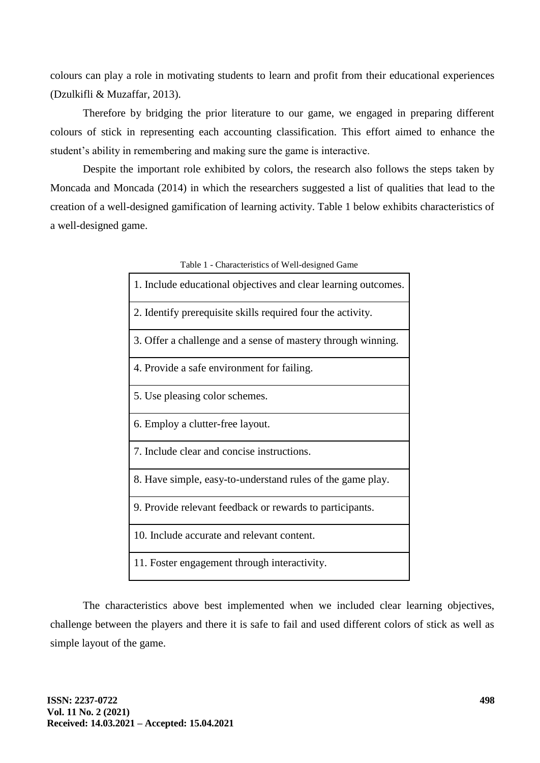colours can play a role in motivating students to learn and profit from their educational experiences (Dzulkifli & Muzaffar, 2013).

Therefore by bridging the prior literature to our game, we engaged in preparing different colours of stick in representing each accounting classification. This effort aimed to enhance the student's ability in remembering and making sure the game is interactive.

Despite the important role exhibited by colors, the research also follows the steps taken by Moncada and Moncada (2014) in which the researchers suggested a list of qualities that lead to the creation of a well-designed gamification of learning activity. Table 1 below exhibits characteristics of a well-designed game.

Table 1 - Characteristics of Well-designed Game

| |
|---|
| 1. Include educational objectives and clear learning outcomes. |
| 2. Identify prerequisite skills required four the activity. |
| 3. Offer a challenge and a sense of mastery through winning. |
| 4. Provide a safe environment for failing. |
| 5. Use pleasing color schemes. |
| 6. Employ a clutter-free layout. |
| 7. Include clear and concise instructions. |
| 8. Have simple, easy-to-understand rules of the game play. |
| 9. Provide relevant feedback or rewards to participants. |
| 10. Include accurate and relevant content. |
| 11. Foster engagement through interactivity. |

The characteristics above best implemented when we included clear learning objectives, challenge between the players and there it is safe to fail and used different colors of stick as well as simple layout of the game.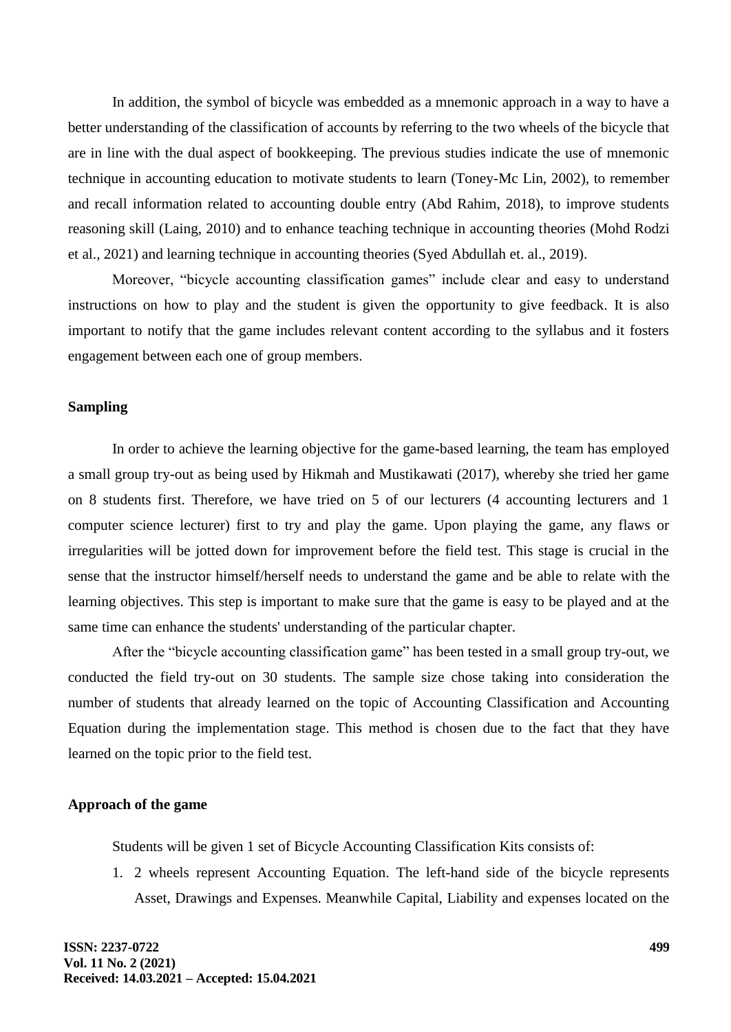In addition, the symbol of bicycle was embedded as a mnemonic approach in a way to have a better understanding of the classification of accounts by referring to the two wheels of the bicycle that are in line with the dual aspect of bookkeeping. The previous studies indicate the use of mnemonic technique in accounting education to motivate students to learn (Toney-Mc Lin, 2002), to remember and recall information related to accounting double entry (Abd Rahim, 2018), to improve students reasoning skill (Laing, 2010) and to enhance teaching technique in accounting theories (Mohd Rodzi et al., 2021) and learning technique in accounting theories (Syed Abdullah et. al., 2019).

Moreover, "bicycle accounting classification games" include clear and easy to understand instructions on how to play and the student is given the opportunity to give feedback. It is also important to notify that the game includes relevant content according to the syllabus and it fosters engagement between each one of group members.

### Sampling

In order to achieve the learning objective for the game-based learning, the team has employed a small group try-out as being used by Hikmah and Mustikawati (2017), whereby she tried her game on 8 students first. Therefore, we have tried on 5 of our lecturers (4 accounting lecturers and 1 computer science lecturer) first to try and play the game. Upon playing the game, any flaws or irregularities will be jotted down for improvement before the field test. This stage is crucial in the sense that the instructor himself/herself needs to understand the game and be able to relate with the learning objectives. This step is important to make sure that the game is easy to be played and at the same time can enhance the students' understanding of the particular chapter.

After the "bicycle accounting classification game" has been tested in a small group try-out, we conducted the field try-out on 30 students. The sample size chose taking into consideration the number of students that already learned on the topic of Accounting Classification and Accounting Equation during the implementation stage. This method is chosen due to the fact that they have learned on the topic prior to the field test.

### Approach of the game

Students will be given 1 set of Bicycle Accounting Classification Kits consists of:

1. 2 wheels represent Accounting Equation. The left-hand side of the bicycle represents Asset, Drawings and Expenses. Meanwhile Capital, Liability and expenses located on the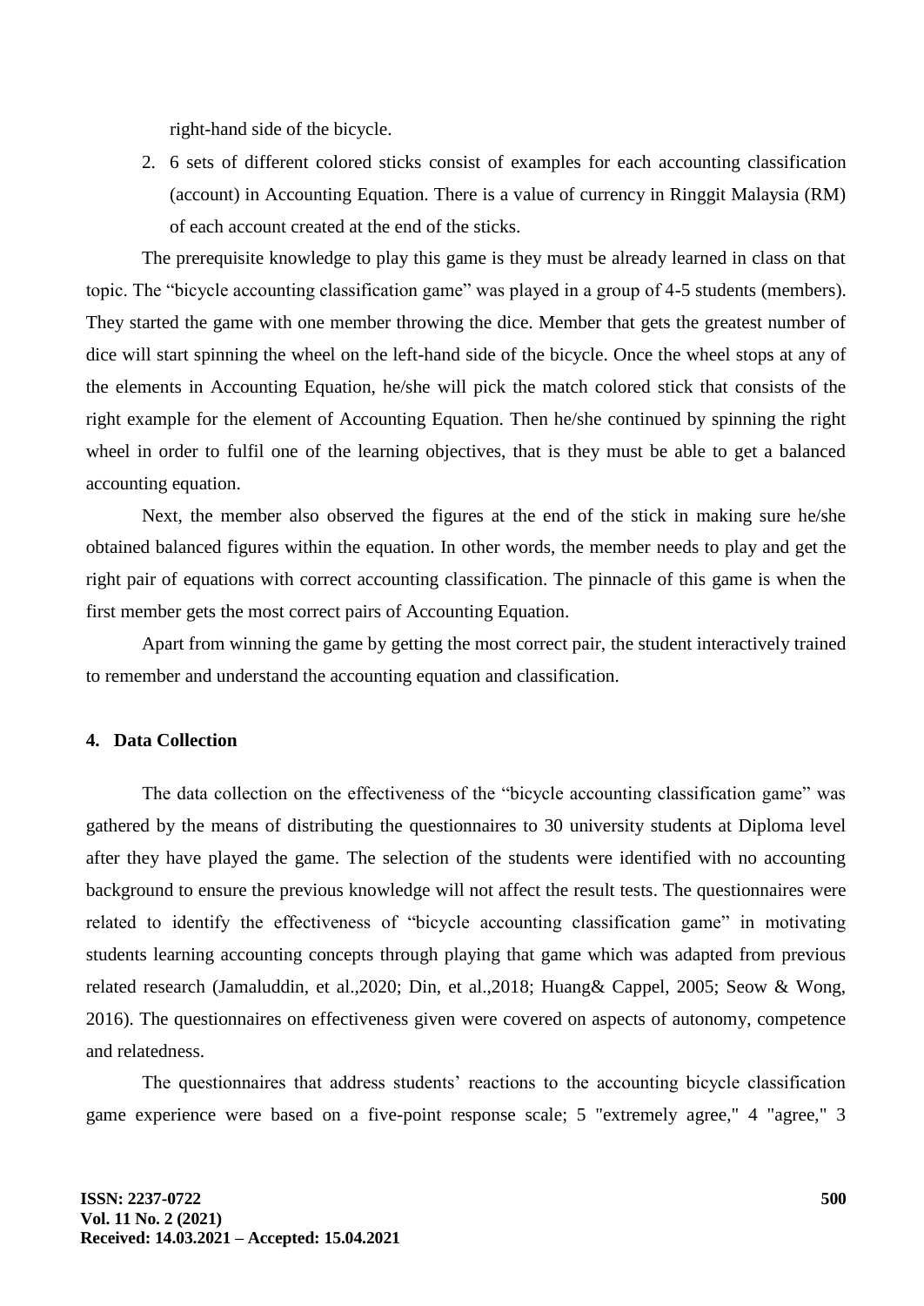right-hand side of the bicycle.

2. 6 sets of different colored sticks consist of examples for each accounting classification (account) in Accounting Equation. There is a value of currency in Ringgit Malaysia (RM) of each account created at the end of the sticks.

The prerequisite knowledge to play this game is they must be already learned in class on that topic. The "bicycle accounting classification game" was played in a group of 4-5 students (members). They started the game with one member throwing the dice. Member that gets the greatest number of dice will start spinning the wheel on the left-hand side of the bicycle. Once the wheel stops at any of the elements in Accounting Equation, he/she will pick the match colored stick that consists of the right example for the element of Accounting Equation. Then he/she continued by spinning the right wheel in order to fulfil one of the learning objectives, that is they must be able to get a balanced accounting equation.

Next, the member also observed the figures at the end of the stick in making sure he/she obtained balanced figures within the equation. In other words, the member needs to play and get the right pair of equations with correct accounting classification. The pinnacle of this game is when the first member gets the most correct pairs of Accounting Equation.

Apart from winning the game by getting the most correct pair, the student interactively trained to remember and understand the accounting equation and classification.

## 4. Data Collection

The data collection on the effectiveness of the "bicycle accounting classification game" was gathered by the means of distributing the questionnaires to 30 university students at Diploma level after they have played the game. The selection of the students were identified with no accounting background to ensure the previous knowledge will not affect the result tests. The questionnaires were related to identify the effectiveness of "bicycle accounting classification game" in motivating students learning accounting concepts through playing that game which was adapted from previous related research (Jamaluddin, et al.,2020; Din, et al.,2018; Huang& Cappel, 2005; Seow & Wong, 2016). The questionnaires on effectiveness given were covered on aspects of autonomy, competence and relatedness.

The questionnaires that address students' reactions to the accounting bicycle classification game experience were based on a five-point response scale; 5 "extremely agree," 4 "agree," 3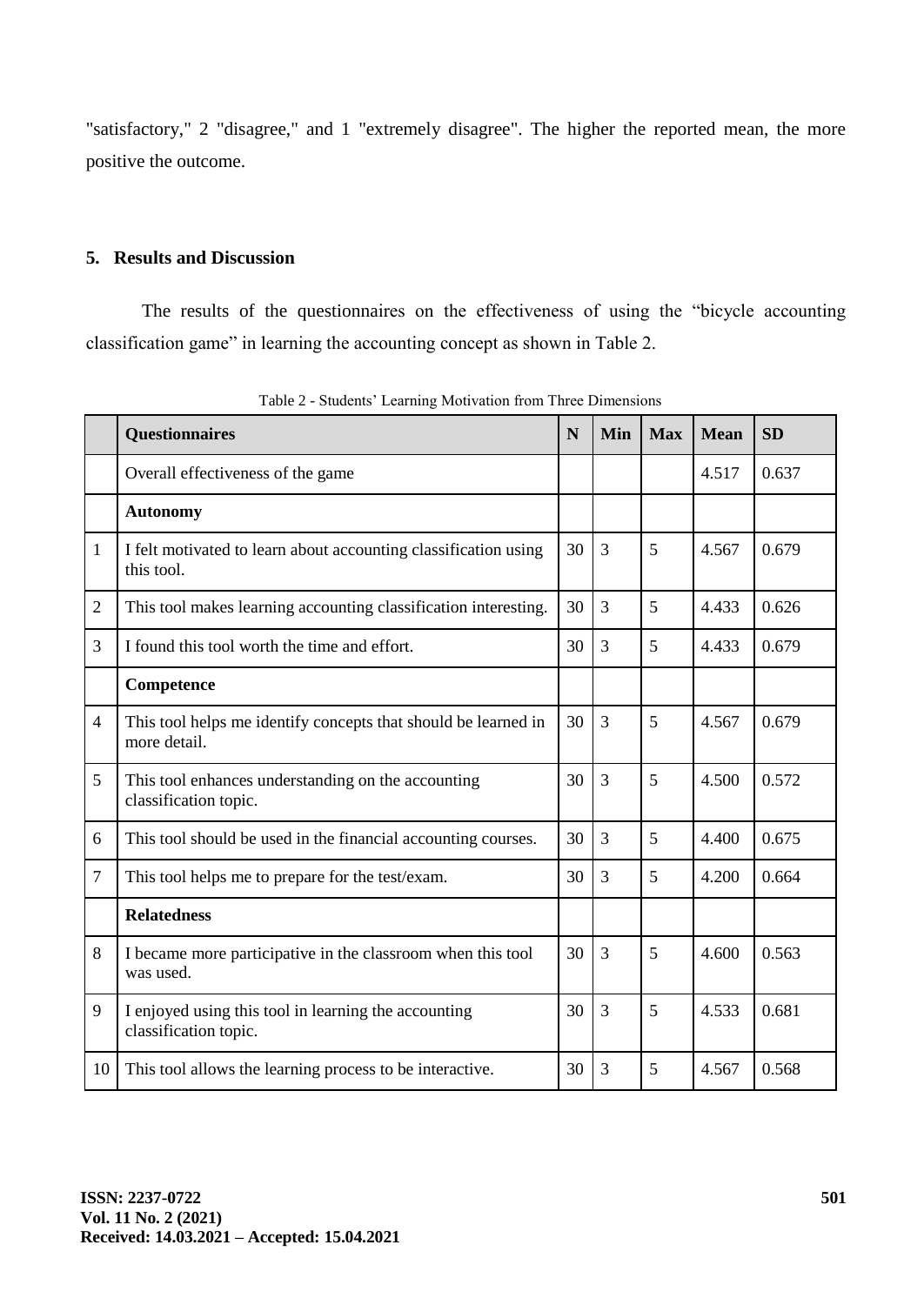"satisfactory," 2 "disagree," and 1 "extremely disagree". The higher the reported mean, the more positive the outcome.

## 5. Results and Discussion

The results of the questionnaires on the effectiveness of using the "bicycle accounting classification game" in learning the accounting concept as shown in Table 2.

Table 2 - Students' Learning Motivation from Three Dimensions

| | **Questionnaires** | **N** | **Min** | **Max** | **Mean** | **SD** |
|---|---|---|---|---|---|---|
| | Overall effectiveness of the game | | | | 4.517 | 0.637 |
| | **Autonomy** | | | | | |
| 1 | I felt motivated to learn about accounting classification using this tool. | 30 | 3 | 5 | 4.567 | 0.679 |
| 2 | This tool makes learning accounting classification interesting. | 30 | 3 | 5 | 4.433 | 0.626 |
| 3 | I found this tool worth the time and effort. | 30 | 3 | 5 | 4.433 | 0.679 |
| | **Competence** | | | | | |
| 4 | This tool helps me identify concepts that should be learned in more detail. | 30 | 3 | 5 | 4.567 | 0.679 |
| 5 | This tool enhances understanding on the accounting classification topic. | 30 | 3 | 5 | 4.500 | 0.572 |
| 6 | This tool should be used in the financial accounting courses. | 30 | 3 | 5 | 4.400 | 0.675 |
| 7 | This tool helps me to prepare for the test/exam. | 30 | 3 | 5 | 4.200 | 0.664 |
| | **Relatedness** | | | | | |
| 8 | I became more participative in the classroom when this tool was used. | 30 | 3 | 5 | 4.600 | 0.563 |
| 9 | I enjoyed using this tool in learning the accounting classification topic. | 30 | 3 | 5 | 4.533 | 0.681 |
| 10 | This tool allows the learning process to be interactive. | 30 | 3 | 5 | 4.567 | 0.568 |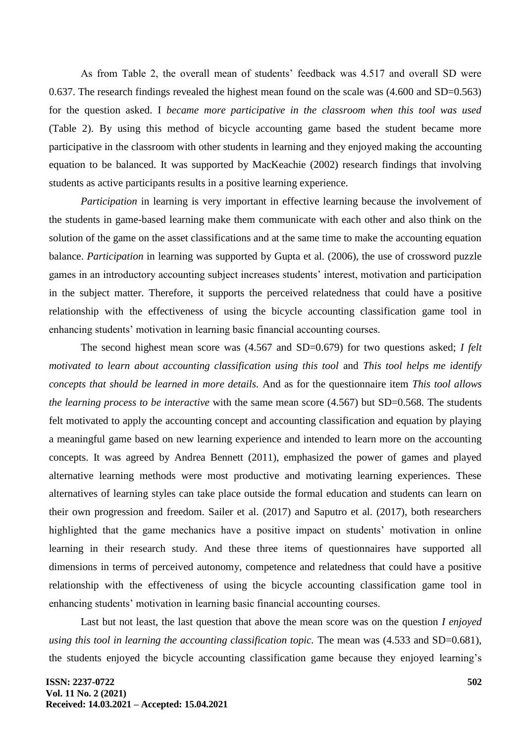As from Table 2, the overall mean of students' feedback was 4.517 and overall SD were 0.637. The research findings revealed the highest mean found on the scale was (4.600 and SD=0.563) for the question asked. I *became more participative in the classroom when this tool was used* (Table 2). By using this method of bicycle accounting game based the student became more participative in the classroom with other students in learning and they enjoyed making the accounting equation to be balanced. It was supported by MacKeachie (2002) research findings that involving students as active participants results in a positive learning experience.

*Participation* in learning is very important in effective learning because the involvement of the students in game-based learning make them communicate with each other and also think on the solution of the game on the asset classifications and at the same time to make the accounting equation balance. *Participation* in learning was supported by Gupta et al. (2006), the use of crossword puzzle games in an introductory accounting subject increases students' interest, motivation and participation in the subject matter. Therefore, it supports the perceived relatedness that could have a positive relationship with the effectiveness of using the bicycle accounting classification game tool in enhancing students' motivation in learning basic financial accounting courses.

The second highest mean score was (4.567 and SD=0.679) for two questions asked; *I felt motivated to learn about accounting classification using this tool* and *This tool helps me identify concepts that should be learned in more details.* And as for the questionnaire item *This tool allows the learning process to be interactive* with the same mean score (4.567) but SD=0.568. The students felt motivated to apply the accounting concept and accounting classification and equation by playing a meaningful game based on new learning experience and intended to learn more on the accounting concepts. It was agreed by Andrea Bennett (2011), emphasized the power of games and played alternative learning methods were most productive and motivating learning experiences. These alternatives of learning styles can take place outside the formal education and students can learn on their own progression and freedom. Sailer et al. (2017) and Saputro et al. (2017), both researchers highlighted that the game mechanics have a positive impact on students' motivation in online learning in their research study. And these three items of questionnaires have supported all dimensions in terms of perceived autonomy, competence and relatedness that could have a positive relationship with the effectiveness of using the bicycle accounting classification game tool in enhancing students' motivation in learning basic financial accounting courses.

Last but not least, the last question that above the mean score was on the question *I enjoyed using this tool in learning the accounting classification topic.* The mean was (4.533 and SD=0.681), the students enjoyed the bicycle accounting classification game because they enjoyed learning's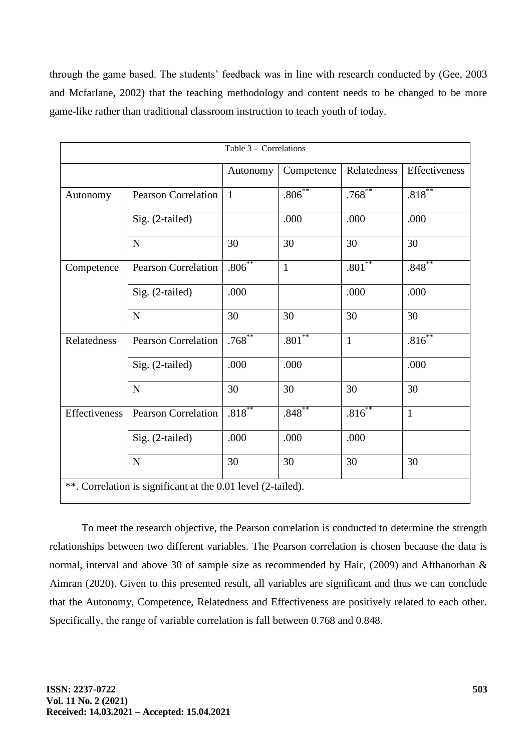through the game based. The students' feedback was in line with research conducted by (Gee, 2003 and Mcfarlane, 2002) that the teaching methodology and content needs to be changed to be more game-like rather than traditional classroom instruction to teach youth of today.

Table 3 - Correlations

| | | Autonomy | Competence | Relatedness | Effectiveness |
|---|---|---|---|---|---|
| Autonomy | Pearson Correlation | 1 | .806** | .768** | .818** |
| | Sig. (2-tailed) | | .000 | .000 | .000 |
| | N | 30 | 30 | 30 | 30 |
| Competence | Pearson Correlation | .806** | 1 | .801** | .848** |
| | Sig. (2-tailed) | .000 | | .000 | .000 |
| | N | 30 | 30 | 30 | 30 |
| Relatedness | Pearson Correlation | .768** | .801** | 1 | .816** |
| | Sig. (2-tailed) | .000 | .000 | | .000 |
| | N | 30 | 30 | 30 | 30 |
| Effectiveness | Pearson Correlation | .818** | .848** | .816** | 1 |
| | Sig. (2-tailed) | .000 | .000 | .000 | |
| | N | 30 | 30 | 30 | 30 |

**. Correlation is significant at the 0.01 level (2-tailed).

To meet the research objective, the Pearson correlation is conducted to determine the strength relationships between two different variables. The Pearson correlation is chosen because the data is normal, interval and above 30 of sample size as recommended by Hair, (2009) and Afthanorhan & Aimran (2020). Given to this presented result, all variables are significant and thus we can conclude that the Autonomy, Competence, Relatedness and Effectiveness are positively related to each other. Specifically, the range of variable correlation is fall between 0.768 and 0.848.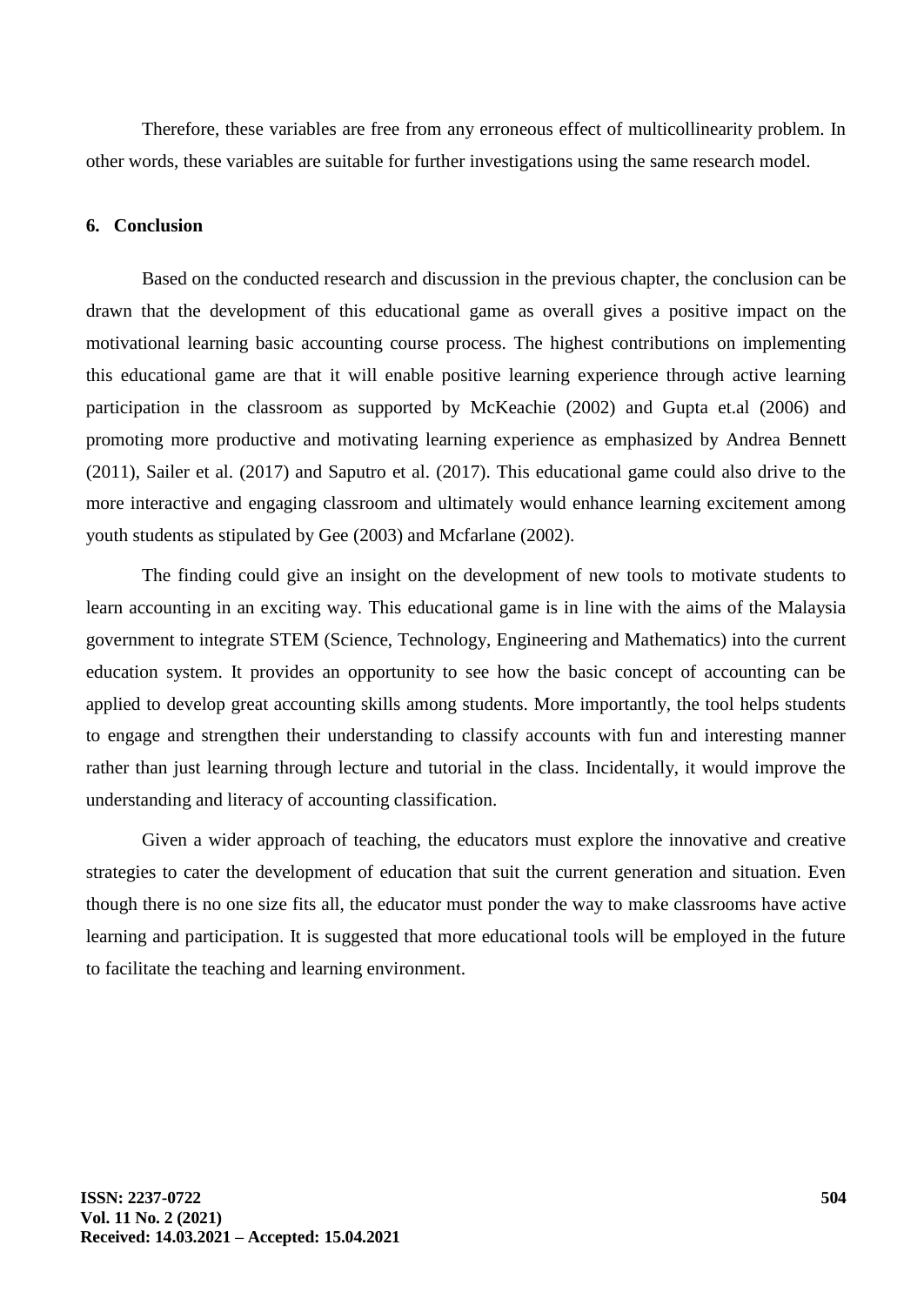Therefore, these variables are free from any erroneous effect of multicollinearity problem. In other words, these variables are suitable for further investigations using the same research model.

## 6. Conclusion

Based on the conducted research and discussion in the previous chapter, the conclusion can be drawn that the development of this educational game as overall gives a positive impact on the motivational learning basic accounting course process. The highest contributions on implementing this educational game are that it will enable positive learning experience through active learning participation in the classroom as supported by McKeachie (2002) and Gupta et.al (2006) and promoting more productive and motivating learning experience as emphasized by Andrea Bennett (2011), Sailer et al. (2017) and Saputro et al. (2017). This educational game could also drive to the more interactive and engaging classroom and ultimately would enhance learning excitement among youth students as stipulated by Gee (2003) and Mcfarlane (2002).

The finding could give an insight on the development of new tools to motivate students to learn accounting in an exciting way. This educational game is in line with the aims of the Malaysia government to integrate STEM (Science, Technology, Engineering and Mathematics) into the current education system. It provides an opportunity to see how the basic concept of accounting can be applied to develop great accounting skills among students. More importantly, the tool helps students to engage and strengthen their understanding to classify accounts with fun and interesting manner rather than just learning through lecture and tutorial in the class. Incidentally, it would improve the understanding and literacy of accounting classification.

Given a wider approach of teaching, the educators must explore the innovative and creative strategies to cater the development of education that suit the current generation and situation. Even though there is no one size fits all, the educator must ponder the way to make classrooms have active learning and participation. It is suggested that more educational tools will be employed in the future to facilitate the teaching and learning environment.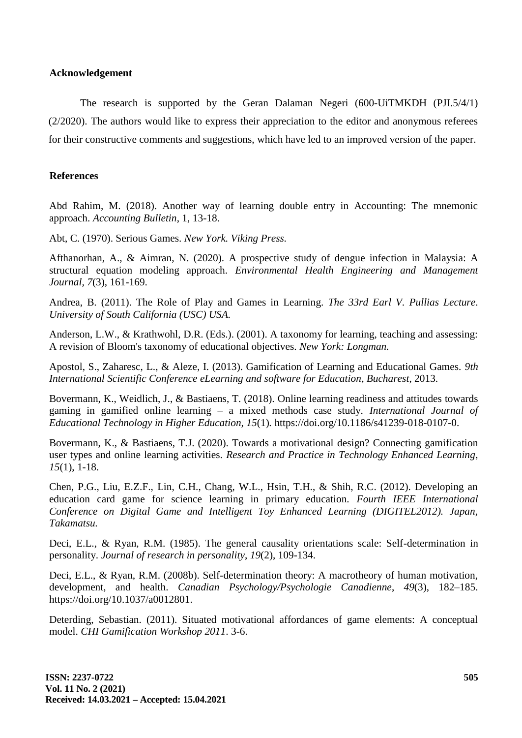## Acknowledgement

The research is supported by the Geran Dalaman Negeri (600-UiTMKDH (PJI.5/4/1) (2/2020). The authors would like to express their appreciation to the editor and anonymous referees for their constructive comments and suggestions, which have led to an improved version of the paper.

## References

Abd Rahim, M. (2018). Another way of learning double entry in Accounting: The mnemonic approach. *Accounting Bulletin*, 1, 13-18.

Abt, C. (1970). Serious Games. *New York. Viking Press.*

Afthanorhan, A., & Aimran, N. (2020). A prospective study of dengue infection in Malaysia: A structural equation modeling approach. *Environmental Health Engineering and Management Journal*, *7*(3), 161-169.

Andrea, B. (2011). The Role of Play and Games in Learning. *The 33rd Earl V. Pullias Lecture. University of South California (USC) USA.*

Anderson, L.W., & Krathwohl, D.R. (Eds.). (2001). A taxonomy for learning, teaching and assessing: A revision of Bloom's taxonomy of educational objectives. *New York: Longman.*

Apostol, S., Zaharesc, L., & Aleze, I. (2013). Gamification of Learning and Educational Games. *9th International Scientific Conference eLearning and software for Education*, *Bucharest*, 2013.

Bovermann, K., Weidlich, J., & Bastiaens, T. (2018). Online learning readiness and attitudes towards gaming in gamified online learning – a mixed methods case study. *International Journal of Educational Technology in Higher Education*, *15*(1). https://doi.org/10.1186/s41239-018-0107-0.

Bovermann, K., & Bastiaens, T.J. (2020). Towards a motivational design? Connecting gamification user types and online learning activities. *Research and Practice in Technology Enhanced Learning*, *15*(1), 1-18.

Chen, P.G., Liu, E.Z.F., Lin, C.H., Chang, W.L., Hsin, T.H., & Shih, R.C. (2012). Developing an education card game for science learning in primary education. *Fourth IEEE International Conference on Digital Game and Intelligent Toy Enhanced Learning (DIGITEL2012). Japan, Takamatsu.*

Deci, E.L., & Ryan, R.M. (1985). The general causality orientations scale: Self-determination in personality. *Journal of research in personality*, *19*(2), 109-134.

Deci, E.L., & Ryan, R.M. (2008b). Self-determination theory: A macrotheory of human motivation, development, and health. *Canadian Psychology/Psychologie Canadienne*, *49*(3), 182–185. https://doi.org/10.1037/a0012801.

Deterding, Sebastian. (2011). Situated motivational affordances of game elements: A conceptual model. *CHI Gamification Workshop 2011*. 3-6.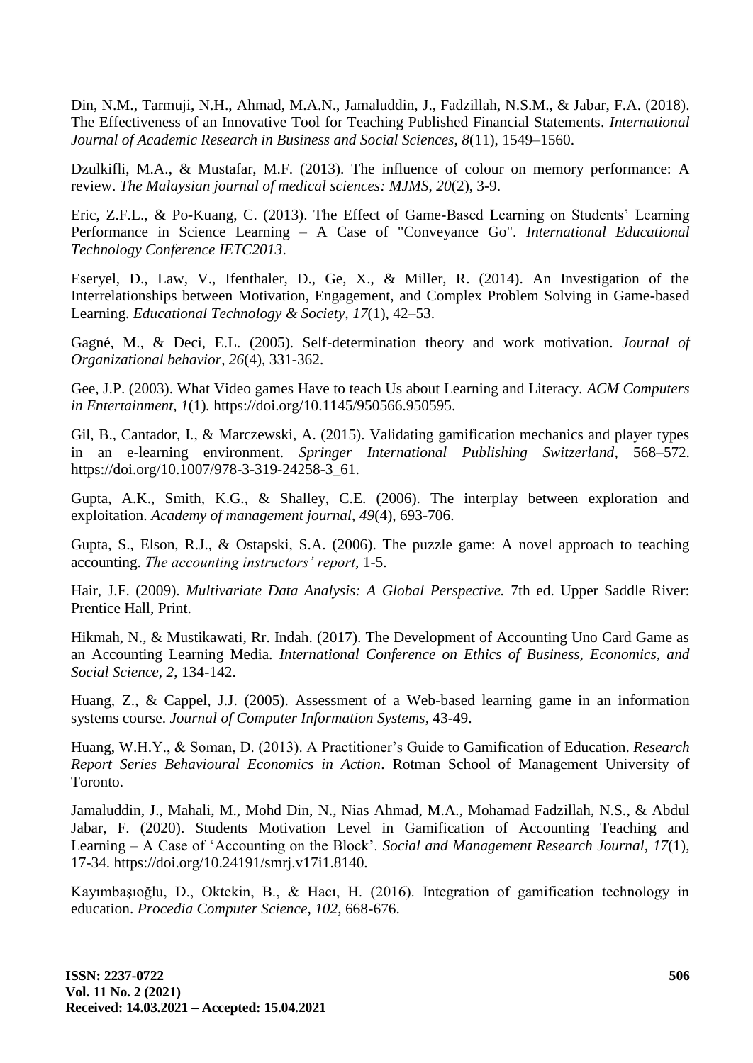Din, N.M., Tarmuji, N.H., Ahmad, M.A.N., Jamaluddin, J., Fadzillah, N.S.M., & Jabar, F.A. (2018). The Effectiveness of an Innovative Tool for Teaching Published Financial Statements. *International Journal of Academic Research in Business and Social Sciences*, *8*(11), 1549–1560.

Dzulkifli, M.A., & Mustafar, M.F. (2013). The influence of colour on memory performance: A review. *The Malaysian journal of medical sciences: MJMS*, *20*(2), 3-9.

Eric, Z.F.L., & Po-Kuang, C. (2013). The Effect of Game-Based Learning on Students' Learning Performance in Science Learning – A Case of "Conveyance Go". *International Educational Technology Conference IETC2013*.

Eseryel, D., Law, V., Ifenthaler, D., Ge, X., & Miller, R. (2014). An Investigation of the Interrelationships between Motivation, Engagement, and Complex Problem Solving in Game-based Learning. *Educational Technology & Society, 17*(1), 42–53.

Gagné, M., & Deci, E.L. (2005). Self-determination theory and work motivation. *Journal of Organizational behavior*, *26*(4), 331-362.

Gee, J.P. (2003). What Video games Have to teach Us about Learning and Literacy. *ACM Computers in Entertainment, 1*(1). https://doi.org/10.1145/950566.950595.

Gil, B., Cantador, I., & Marczewski, A. (2015). Validating gamification mechanics and player types in an e-learning environment. *Springer International Publishing Switzerland*, 568–572. https://doi.org/10.1007/978-3-319-24258-3_61.

Gupta, A.K., Smith, K.G., & Shalley, C.E. (2006). The interplay between exploration and exploitation. *Academy of management journal*, *49*(4), 693-706.

Gupta, S., Elson, R.J., & Ostapski, S.A. (2006). The puzzle game: A novel approach to teaching accounting. *The accounting instructors' report*, 1-5.

Hair, J.F. (2009). *Multivariate Data Analysis: A Global Perspective.* 7th ed. Upper Saddle River: Prentice Hall, Print.

Hikmah, N., & Mustikawati, Rr. Indah. (2017). The Development of Accounting Uno Card Game as an Accounting Learning Media. *International Conference on Ethics of Business, Economics, and Social Science*, *2*, 134-142.

Huang, Z., & Cappel, J.J. (2005). Assessment of a Web-based learning game in an information systems course. *Journal of Computer Information Systems*, 43-49.

Huang, W.H.Y., & Soman, D. (2013). A Practitioner's Guide to Gamification of Education. *Research Report Series Behavioural Economics in Action*. Rotman School of Management University of Toronto.

Jamaluddin, J., Mahali, M., Mohd Din, N., Nias Ahmad, M.A., Mohamad Fadzillah, N.S., & Abdul Jabar, F. (2020). Students Motivation Level in Gamification of Accounting Teaching and Learning – A Case of 'Accounting on the Block'. *Social and Management Research Journal*, *17*(1), 17-34. https://doi.org/10.24191/smrj.v17i1.8140.

Kayımbaşıoğlu, D., Oktekin, B., & Hacı, H. (2016). Integration of gamification technology in education. *Procedia Computer Science*, *102*, 668-676.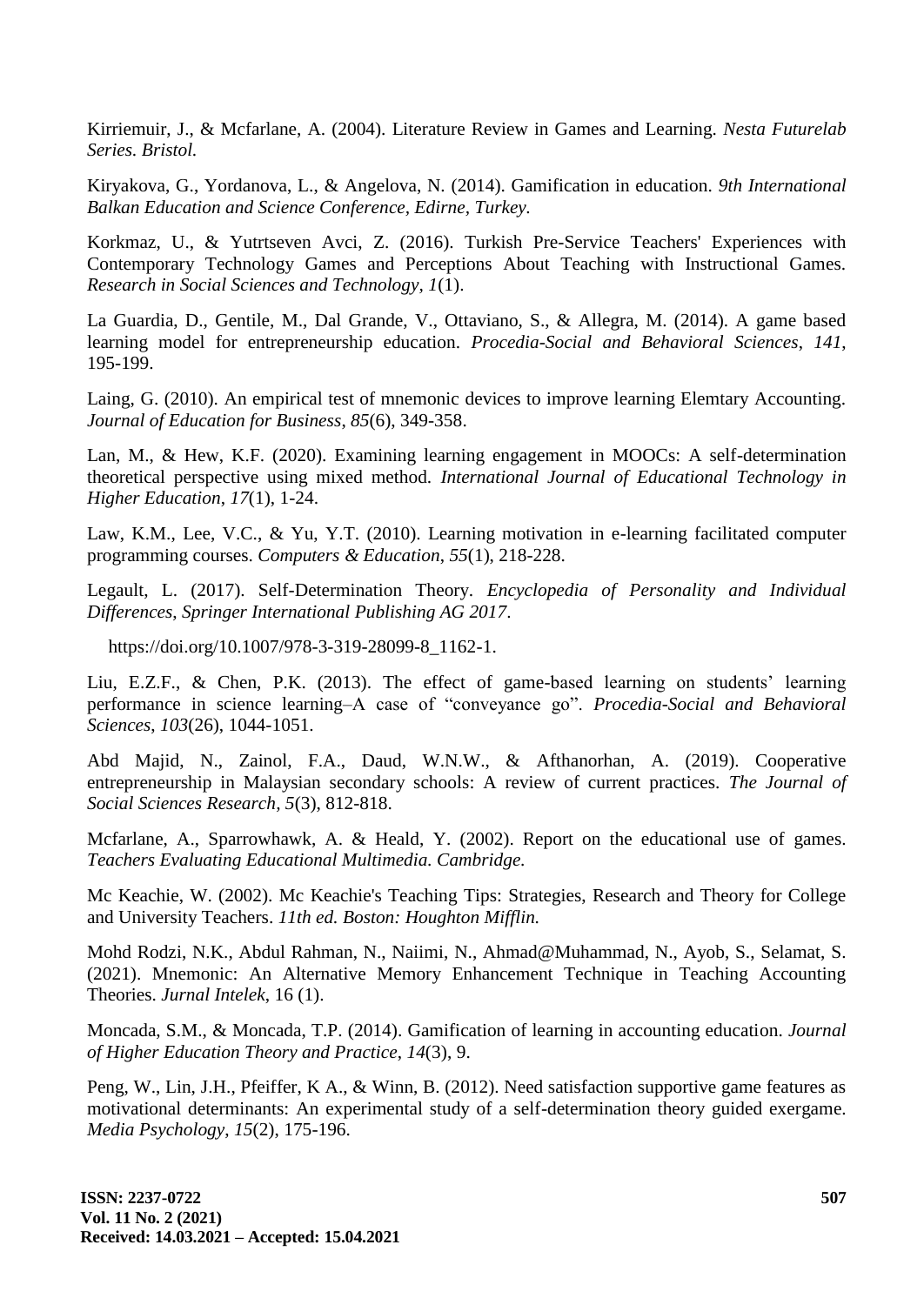Kirriemuir, J., & Mcfarlane, A. (2004). Literature Review in Games and Learning. *Nesta Futurelab Series. Bristol.*

Kiryakova, G., Yordanova, L., & Angelova, N. (2014). Gamification in education. *9th International Balkan Education and Science Conference, Edirne, Turkey.*

Korkmaz, U., & Yutrtseven Avci, Z. (2016). Turkish Pre-Service Teachers' Experiences with Contemporary Technology Games and Perceptions About Teaching with Instructional Games. *Research in Social Sciences and Technology, 1*(1).

La Guardia, D., Gentile, M., Dal Grande, V., Ottaviano, S., & Allegra, M. (2014). A game based learning model for entrepreneurship education. *Procedia-Social and Behavioral Sciences*, *141*, 195-199.

Laing, G. (2010). An empirical test of mnemonic devices to improve learning Elemtary Accounting. *Journal of Education for Business*, *85*(6), 349-358.

Lan, M., & Hew, K.F. (2020). Examining learning engagement in MOOCs: A self-determination theoretical perspective using mixed method. *International Journal of Educational Technology in Higher Education*, *17*(1), 1-24.

Law, K.M., Lee, V.C., & Yu, Y.T. (2010). Learning motivation in e-learning facilitated computer programming courses. *Computers & Education*, *55*(1), 218-228.

Legault, L. (2017). Self-Determination Theory. *Encyclopedia of Personality and Individual Differences*, *Springer International Publishing AG 2017*.

https://doi.org/10.1007/978-3-319-28099-8_1162-1.

Liu, E.Z.F., & Chen, P.K. (2013). The effect of game-based learning on students' learning performance in science learning–A case of "conveyance go". *Procedia-Social and Behavioral Sciences*, *103*(26), 1044-1051.

Abd Majid, N., Zainol, F.A., Daud, W.N.W., & Afthanorhan, A. (2019). Cooperative entrepreneurship in Malaysian secondary schools: A review of current practices. *The Journal of Social Sciences Research*, *5*(3), 812-818.

Mcfarlane, A., Sparrowhawk, A. & Heald, Y. (2002). Report on the educational use of games. *Teachers Evaluating Educational Multimedia. Cambridge.*

Mc Keachie, W. (2002). Mc Keachie's Teaching Tips: Strategies, Research and Theory for College and University Teachers. *11th ed. Boston: Houghton Mifflin.*

Mohd Rodzi, N.K., Abdul Rahman, N., Naiimi, N., Ahmad@Muhammad, N., Ayob, S., Selamat, S. (2021). Mnemonic: An Alternative Memory Enhancement Technique in Teaching Accounting Theories. *Jurnal Intelek*, 16 (1).

Moncada, S.M., & Moncada, T.P. (2014). Gamification of learning in accounting education. *Journal of Higher Education Theory and Practice*, *14*(3), 9.

Peng, W., Lin, J.H., Pfeiffer, K A., & Winn, B. (2012). Need satisfaction supportive game features as motivational determinants: An experimental study of a self-determination theory guided exergame. *Media Psychology*, *15*(2), 175-196.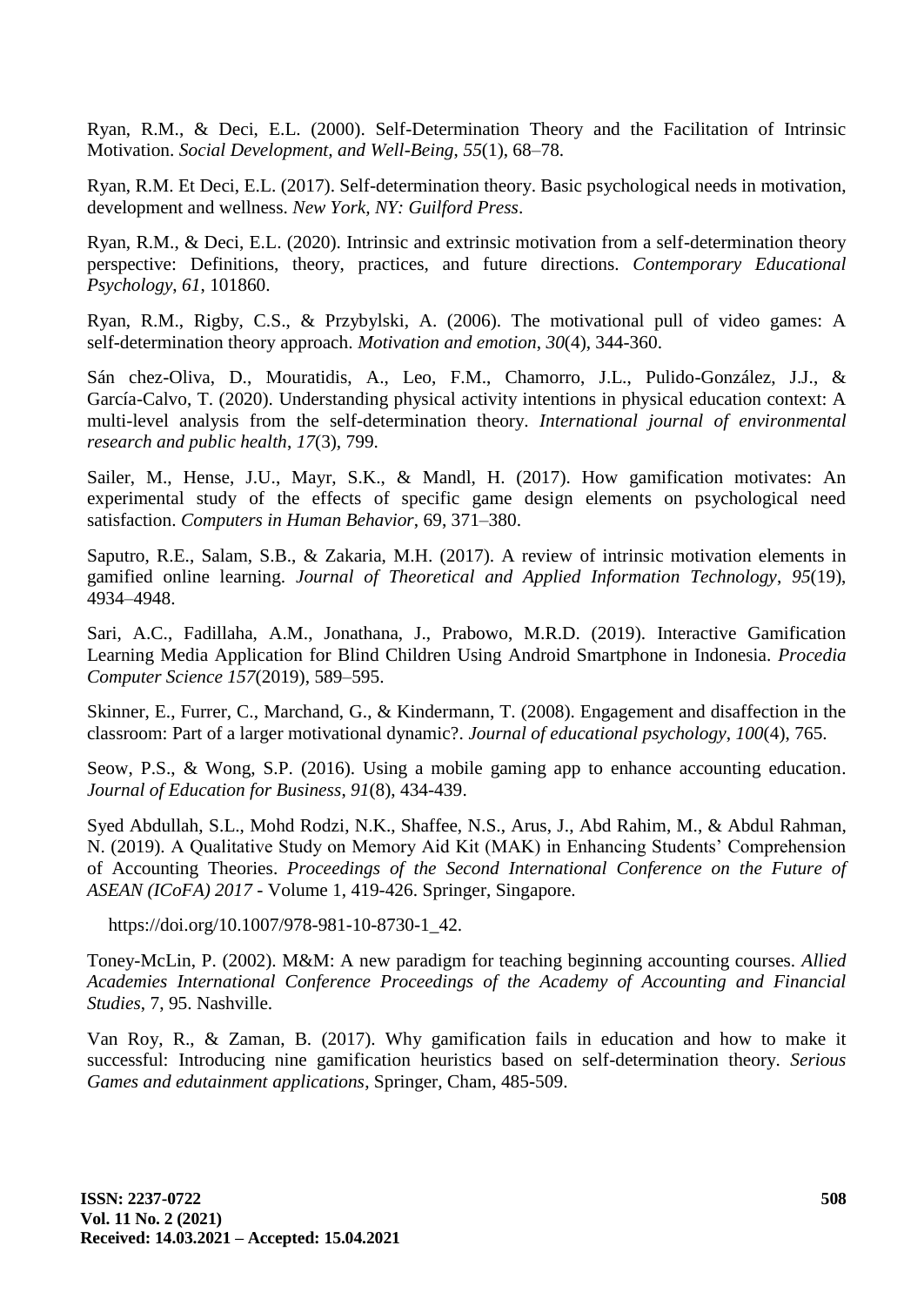Ryan, R.M., & Deci, E.L. (2000). Self-Determination Theory and the Facilitation of Intrinsic Motivation. *Social Development, and Well-Being*, *55*(1), 68–78.

Ryan, R.M. Et Deci, E.L. (2017). Self-determination theory. Basic psychological needs in motivation, development and wellness. *New York, NY: Guilford Press*.

Ryan, R.M., & Deci, E.L. (2020). Intrinsic and extrinsic motivation from a self-determination theory perspective: Definitions, theory, practices, and future directions. *Contemporary Educational Psychology*, *61*, 101860.

Ryan, R.M., Rigby, C.S., & Przybylski, A. (2006). The motivational pull of video games: A self-determination theory approach. *Motivation and emotion*, *30*(4), 344-360.

Sán chez-Oliva, D., Mouratidis, A., Leo, F.M., Chamorro, J.L., Pulido-González, J.J., & García-Calvo, T. (2020). Understanding physical activity intentions in physical education context: A multi-level analysis from the self-determination theory. *International journal of environmental research and public health*, *17*(3), 799.

Sailer, M., Hense, J.U., Mayr, S.K., & Mandl, H. (2017). How gamification motivates: An experimental study of the effects of specific game design elements on psychological need satisfaction. *Computers in Human Behavior*, 69, 371–380.

Saputro, R.E., Salam, S.B., & Zakaria, M.H. (2017). A review of intrinsic motivation elements in gamified online learning. *Journal of Theoretical and Applied Information Technology*, *95*(19), 4934–4948.

Sari, A.C., Fadillaha, A.M., Jonathana, J., Prabowo, M.R.D. (2019). Interactive Gamification Learning Media Application for Blind Children Using Android Smartphone in Indonesia. *Procedia Computer Science 157*(2019), 589–595.

Skinner, E., Furrer, C., Marchand, G., & Kindermann, T. (2008). Engagement and disaffection in the classroom: Part of a larger motivational dynamic?. *Journal of educational psychology*, *100*(4), 765.

Seow, P.S., & Wong, S.P. (2016). Using a mobile gaming app to enhance accounting education. *Journal of Education for Business*, *91*(8), 434-439.

Syed Abdullah, S.L., Mohd Rodzi, N.K., Shaffee, N.S., Arus, J., Abd Rahim, M., & Abdul Rahman, N. (2019). A Qualitative Study on Memory Aid Kit (MAK) in Enhancing Students' Comprehension of Accounting Theories. *Proceedings of the Second International Conference on the Future of ASEAN (ICoFA) 2017* - Volume 1, 419-426. Springer, Singapore.

https://doi.org/10.1007/978-981-10-8730-1_42.

Toney-McLin, P. (2002). M&M: A new paradigm for teaching beginning accounting courses. *Allied Academies International Conference Proceedings of the Academy of Accounting and Financial Studies*, 7, 95. Nashville.

Van Roy, R., & Zaman, B. (2017). Why gamification fails in education and how to make it successful: Introducing nine gamification heuristics based on self-determination theory. *Serious Games and edutainment applications*, Springer, Cham, 485-509.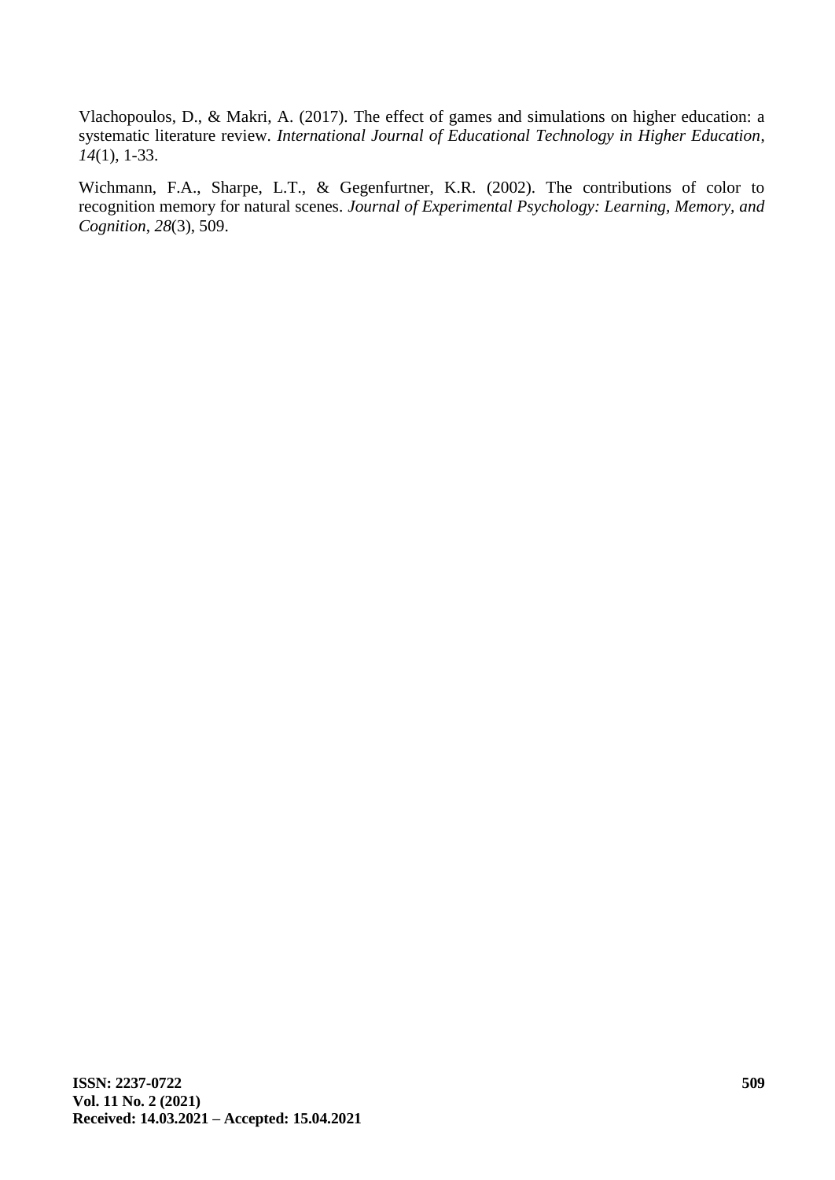Vlachopoulos, D., & Makri, A. (2017). The effect of games and simulations on higher education: a systematic literature review. *International Journal of Educational Technology in Higher Education*, *14*(1), 1-33.

Wichmann, F.A., Sharpe, L.T., & Gegenfurtner, K.R. (2002). The contributions of color to recognition memory for natural scenes. *Journal of Experimental Psychology: Learning, Memory, and Cognition*, *28*(3), 509.